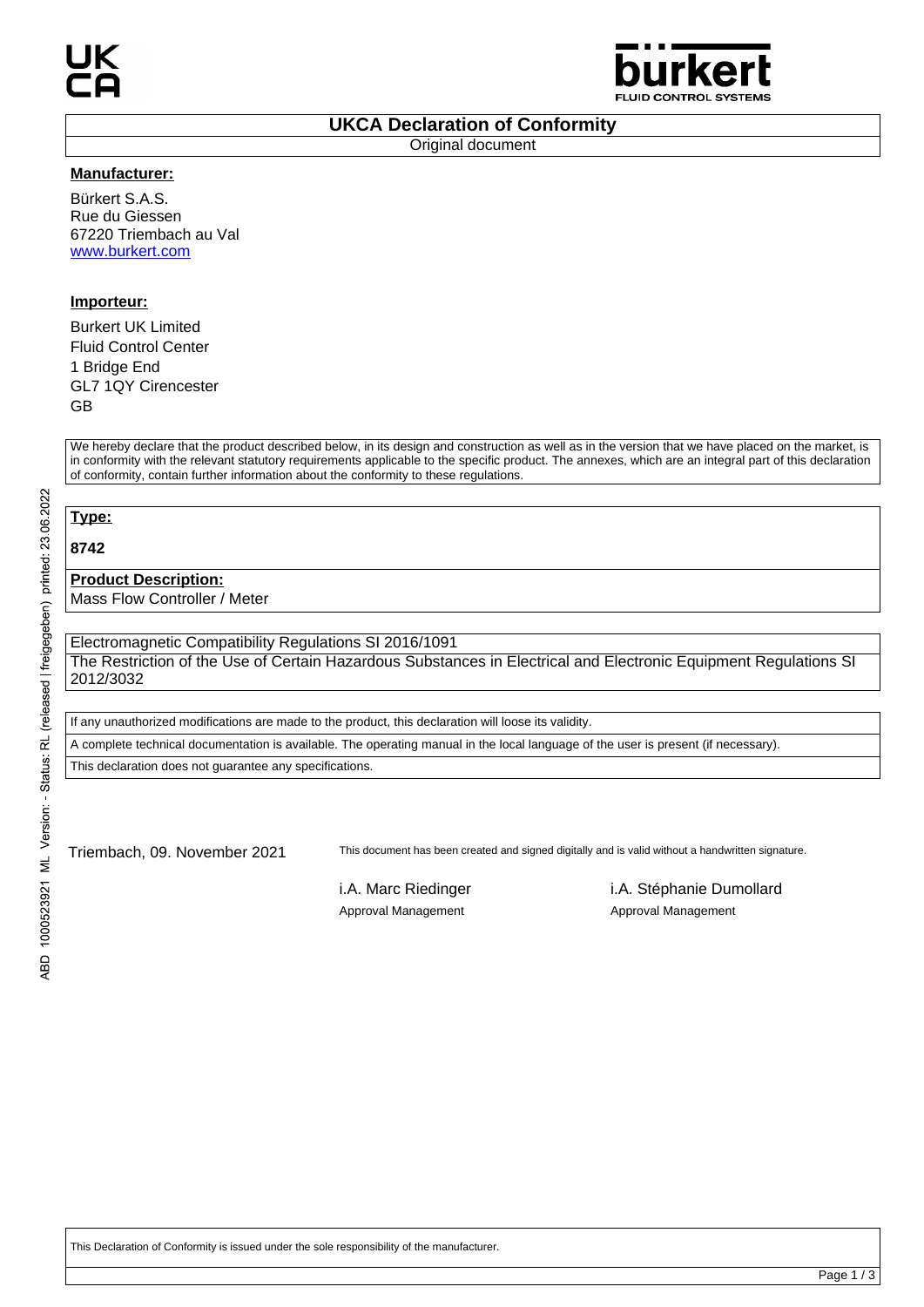# UKCA Declaration of Conformity

Original document

**Manufacturer:**

Bürkert S.A.S.
Rue du Giessen
67220 Triembach au Val
www.burkert.com

**Importeur:**

Burkert UK Limited
Fluid Control Center
1 Bridge End
GL7 1QY Cirencester
GB

We hereby declare that the product described below, in its design and construction as well as in the version that we have placed on the market, is in conformity with the relevant statutory requirements applicable to the specific product. The annexes, which are an integral part of this declaration of conformity, contain further information about the conformity to these regulations.

**Type:**

**8742**

**Product Description:**

Mass Flow Controller / Meter

Electromagnetic Compatibility Regulations SI 2016/1091

The Restriction of the Use of Certain Hazardous Substances in Electrical and Electronic Equipment Regulations SI 2012/3032

If any unauthorized modifications are made to the product, this declaration will loose its validity.

A complete technical documentation is available. The operating manual in the local language of the user is present (if necessary).

This declaration does not guarantee any specifications.

Triembach, 09. November 2021

This document has been created and signed digitally and is valid without a handwritten signature.

i.A. Marc Riedinger
Approval Management

i.A. Stéphanie Dumollard
Approval Management

This Declaration of Conformity is issued under the sole responsibility of the manufacturer.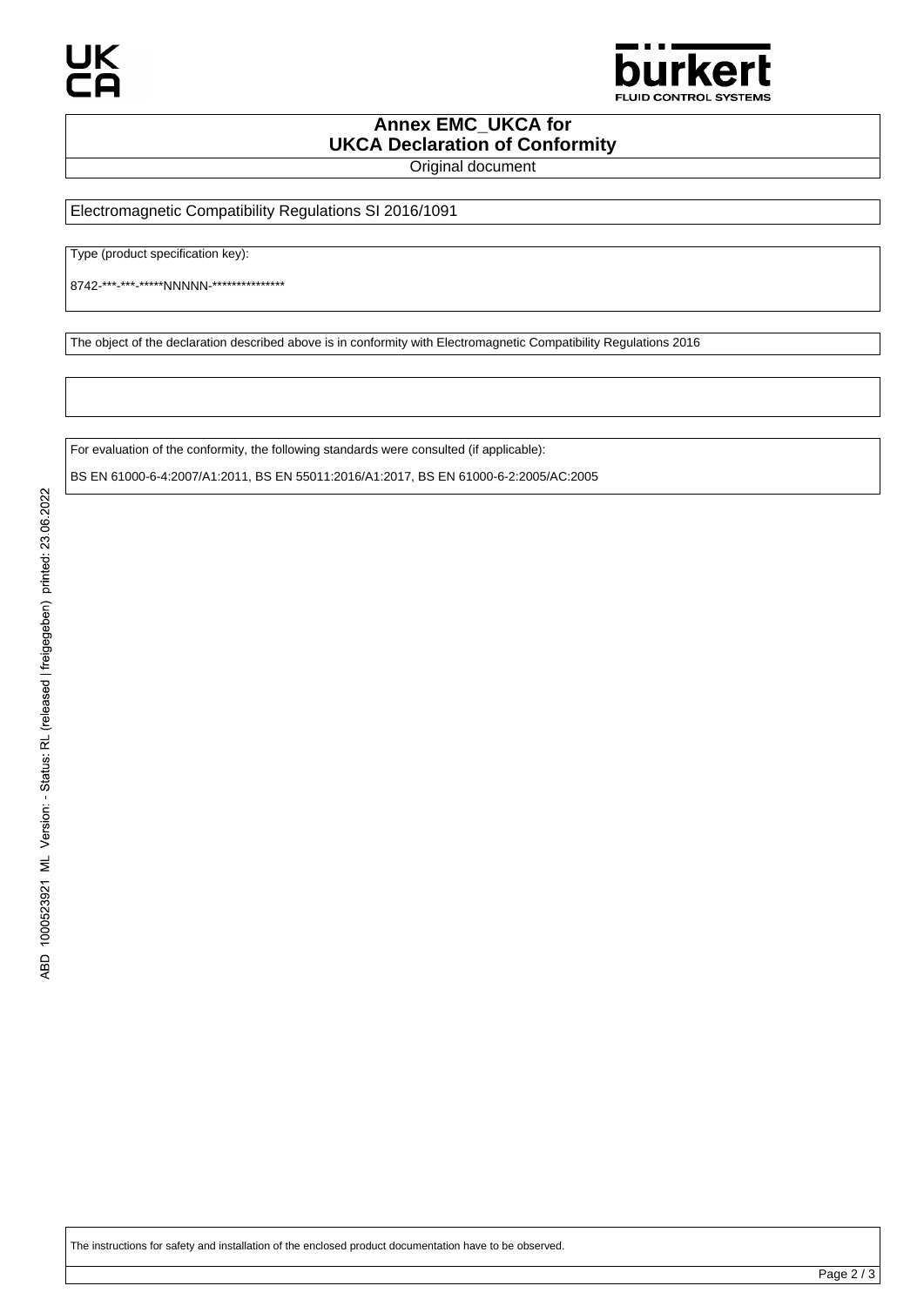# Annex EMC_UKCA for UKCA Declaration of Conformity

Original document

Electromagnetic Compatibility Regulations SI 2016/1091

Type (product specification key):

8742-***-***-*****NNNNN-***************

The object of the declaration described above is in conformity with Electromagnetic Compatibility Regulations 2016

For evaluation of the conformity, the following standards were consulted (if applicable):

BS EN 61000-6-4:2007/A1:2011, BS EN 55011:2016/A1:2017, BS EN 61000-6-2:2005/AC:2005

ABD 1000523921 ML Version: - Status: RL (released | freigegeben) printed: 23.06.2022

The instructions for safety and installation of the enclosed product documentation have to be observed.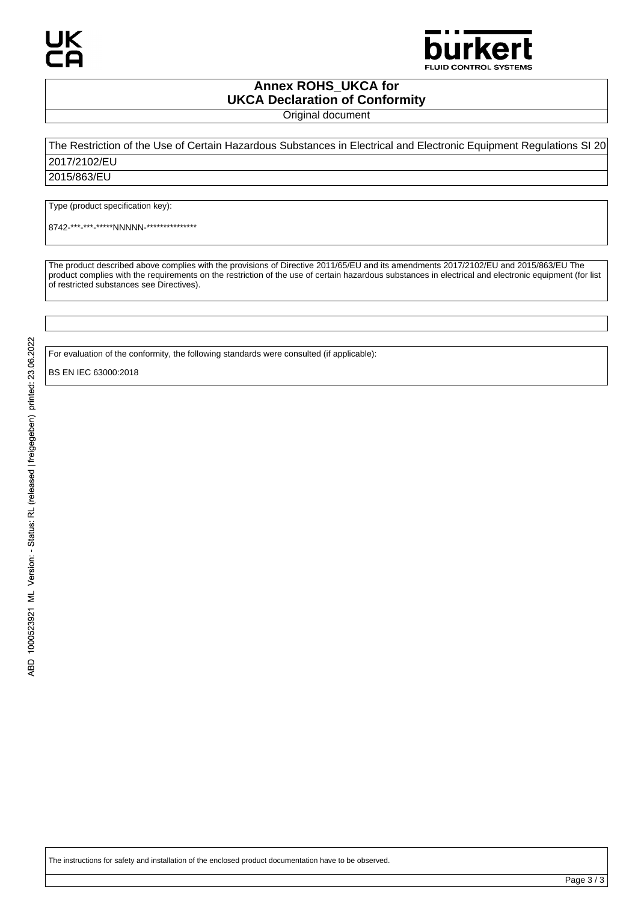# Annex ROHS_UKCA for UKCA Declaration of Conformity

Original document

The Restriction of the Use of Certain Hazardous Substances in Electrical and Electronic Equipment Regulations SI 20

2017/2102/EU

2015/863/EU

Type (product specification key):

8742-***-***-*****NNNNN-***************

The product described above complies with the provisions of Directive 2011/65/EU and its amendments 2017/2102/EU and 2015/863/EU The product complies with the requirements on the restriction of the use of certain hazardous substances in electrical and electronic equipment (for list of restricted substances see Directives).

For evaluation of the conformity, the following standards were consulted (if applicable):

BS EN IEC 63000:2018

The instructions for safety and installation of the enclosed product documentation have to be observed.